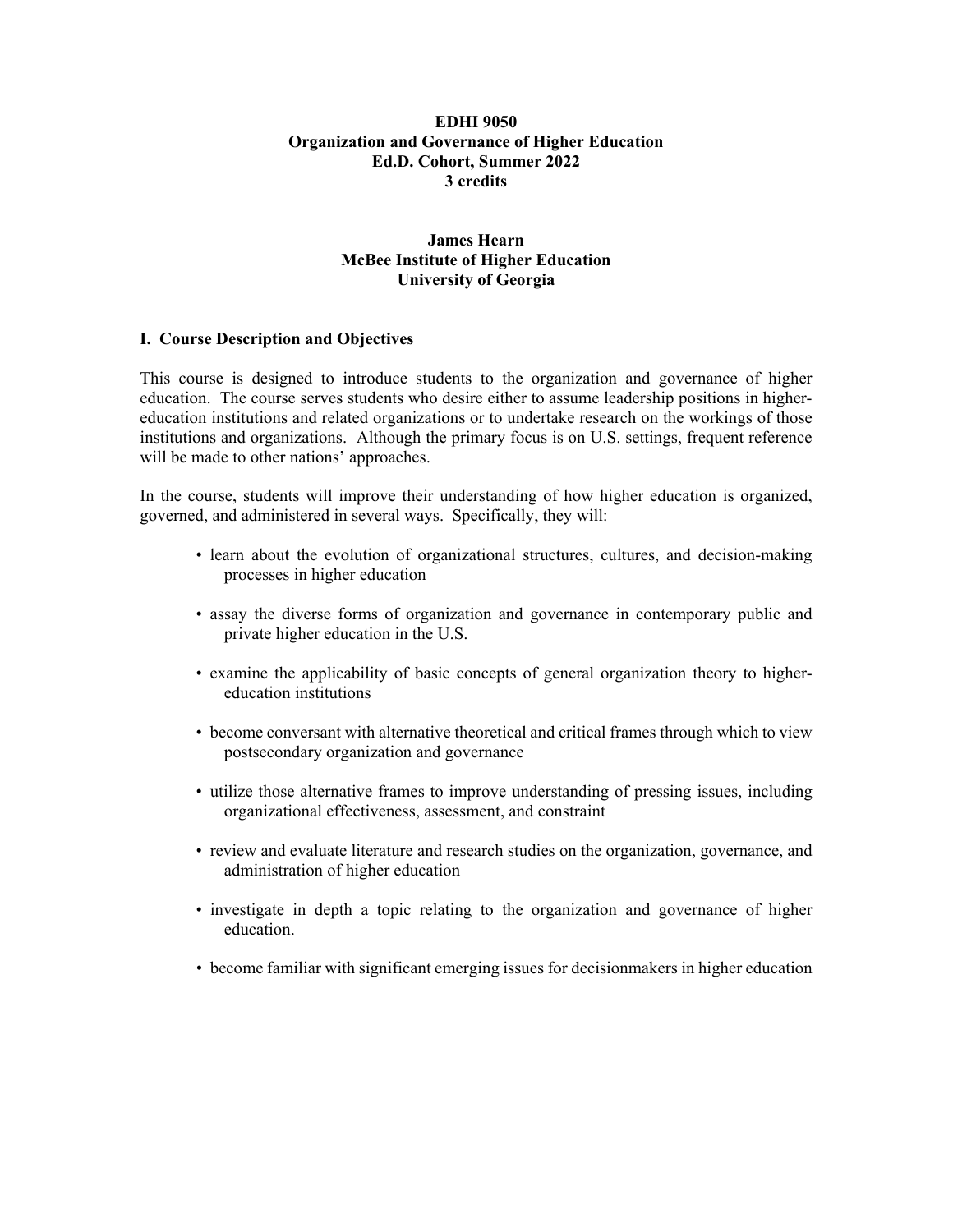**EDHI 9050**
**Organization and Governance of Higher Education**
**Ed.D. Cohort, Summer 2022**
**3 credits**

**James Hearn**
**McBee Institute of Higher Education**
**University of Georgia**

## I. Course Description and Objectives

This course is designed to introduce students to the organization and governance of higher education. The course serves students who desire either to assume leadership positions in higher-education institutions and related organizations or to undertake research on the workings of those institutions and organizations. Although the primary focus is on U.S. settings, frequent reference will be made to other nations' approaches.

In the course, students will improve their understanding of how higher education is organized, governed, and administered in several ways. Specifically, they will:

- learn about the evolution of organizational structures, cultures, and decision-making processes in higher education
- assay the diverse forms of organization and governance in contemporary public and private higher education in the U.S.
- examine the applicability of basic concepts of general organization theory to higher-education institutions
- become conversant with alternative theoretical and critical frames through which to view postsecondary organization and governance
- utilize those alternative frames to improve understanding of pressing issues, including organizational effectiveness, assessment, and constraint
- review and evaluate literature and research studies on the organization, governance, and administration of higher education
- investigate in depth a topic relating to the organization and governance of higher education.
- become familiar with significant emerging issues for decisionmakers in higher education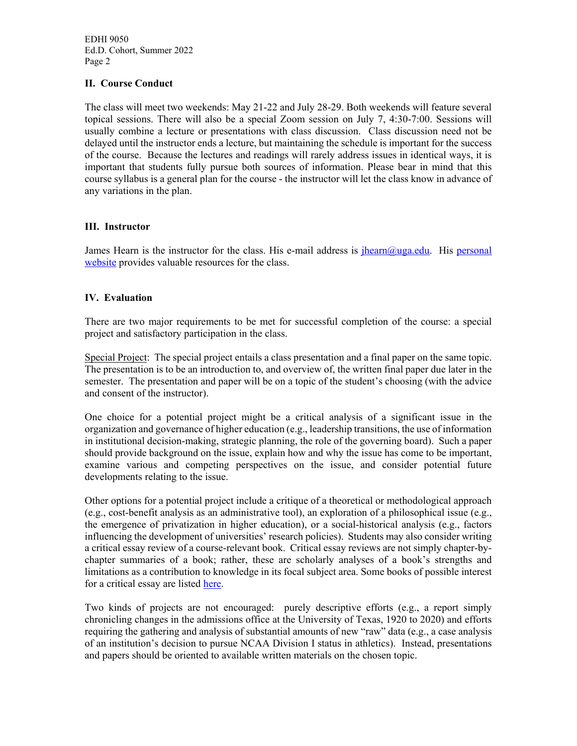## II. Course Conduct

The class will meet two weekends: May 21-22 and July 28-29. Both weekends will feature several topical sessions. There will also be a special Zoom session on July 7, 4:30-7:00. Sessions will usually combine a lecture or presentations with class discussion. Class discussion need not be delayed until the instructor ends a lecture, but maintaining the schedule is important for the success of the course. Because the lectures and readings will rarely address issues in identical ways, it is important that students fully pursue both sources of information. Please bear in mind that this course syllabus is a general plan for the course - the instructor will let the class know in advance of any variations in the plan.

## III. Instructor

James Hearn is the instructor for the class. His e-mail address is jhearn@uga.edu. His personal website provides valuable resources for the class.

## IV. Evaluation

There are two major requirements to be met for successful completion of the course: a special project and satisfactory participation in the class.

Special Project: The special project entails a class presentation and a final paper on the same topic. The presentation is to be an introduction to, and overview of, the written final paper due later in the semester. The presentation and paper will be on a topic of the student's choosing (with the advice and consent of the instructor).

One choice for a potential project might be a critical analysis of a significant issue in the organization and governance of higher education (e.g., leadership transitions, the use of information in institutional decision-making, strategic planning, the role of the governing board). Such a paper should provide background on the issue, explain how and why the issue has come to be important, examine various and competing perspectives on the issue, and consider potential future developments relating to the issue.

Other options for a potential project include a critique of a theoretical or methodological approach (e.g., cost-benefit analysis as an administrative tool), an exploration of a philosophical issue (e.g., the emergence of privatization in higher education), or a social-historical analysis (e.g., factors influencing the development of universities' research policies). Students may also consider writing a critical essay review of a course-relevant book. Critical essay reviews are not simply chapter-by-chapter summaries of a book; rather, these are scholarly analyses of a book's strengths and limitations as a contribution to knowledge in its focal subject area. Some books of possible interest for a critical essay are listed here.

Two kinds of projects are not encouraged: purely descriptive efforts (e.g., a report simply chronicling changes in the admissions office at the University of Texas, 1920 to 2020) and efforts requiring the gathering and analysis of substantial amounts of new "raw" data (e.g., a case analysis of an institution's decision to pursue NCAA Division I status in athletics). Instead, presentations and papers should be oriented to available written materials on the chosen topic.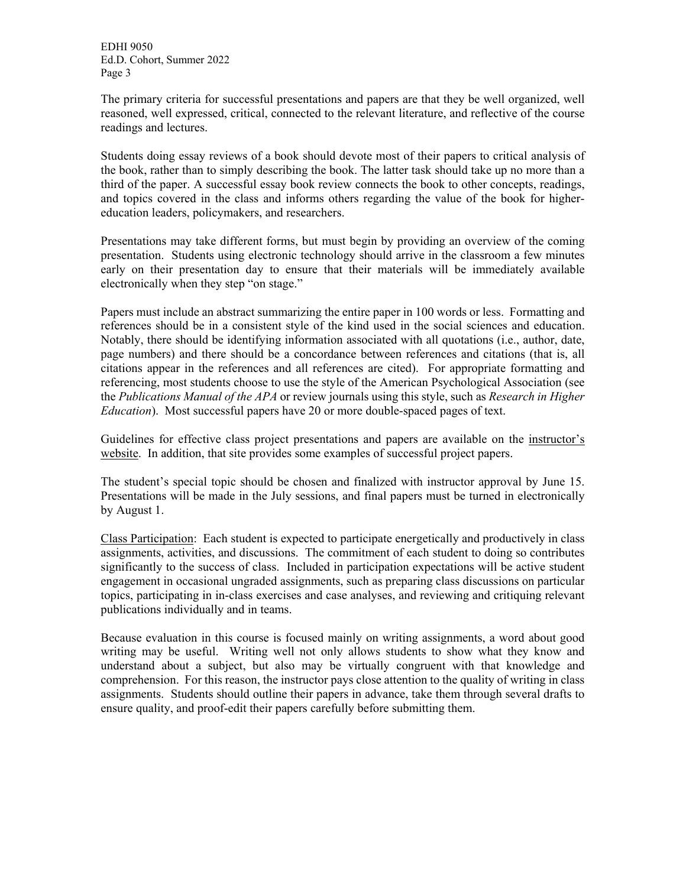The primary criteria for successful presentations and papers are that they be well organized, well reasoned, well expressed, critical, connected to the relevant literature, and reflective of the course readings and lectures.

Students doing essay reviews of a book should devote most of their papers to critical analysis of the book, rather than to simply describing the book. The latter task should take up no more than a third of the paper. A successful essay book review connects the book to other concepts, readings, and topics covered in the class and informs others regarding the value of the book for higher-education leaders, policymakers, and researchers.

Presentations may take different forms, but must begin by providing an overview of the coming presentation. Students using electronic technology should arrive in the classroom a few minutes early on their presentation day to ensure that their materials will be immediately available electronically when they step "on stage."

Papers must include an abstract summarizing the entire paper in 100 words or less. Formatting and references should be in a consistent style of the kind used in the social sciences and education. Notably, there should be identifying information associated with all quotations (i.e., author, date, page numbers) and there should be a concordance between references and citations (that is, all citations appear in the references and all references are cited). For appropriate formatting and referencing, most students choose to use the style of the American Psychological Association (see the *Publications Manual of the APA* or review journals using this style, such as *Research in Higher Education*). Most successful papers have 20 or more double-spaced pages of text.

Guidelines for effective class project presentations and papers are available on the instructor's website. In addition, that site provides some examples of successful project papers.

The student's special topic should be chosen and finalized with instructor approval by June 15. Presentations will be made in the July sessions, and final papers must be turned in electronically by August 1.

Class Participation: Each student is expected to participate energetically and productively in class assignments, activities, and discussions. The commitment of each student to doing so contributes significantly to the success of class. Included in participation expectations will be active student engagement in occasional ungraded assignments, such as preparing class discussions on particular topics, participating in in-class exercises and case analyses, and reviewing and critiquing relevant publications individually and in teams.

Because evaluation in this course is focused mainly on writing assignments, a word about good writing may be useful. Writing well not only allows students to show what they know and understand about a subject, but also may be virtually congruent with that knowledge and comprehension. For this reason, the instructor pays close attention to the quality of writing in class assignments. Students should outline their papers in advance, take them through several drafts to ensure quality, and proof-edit their papers carefully before submitting them.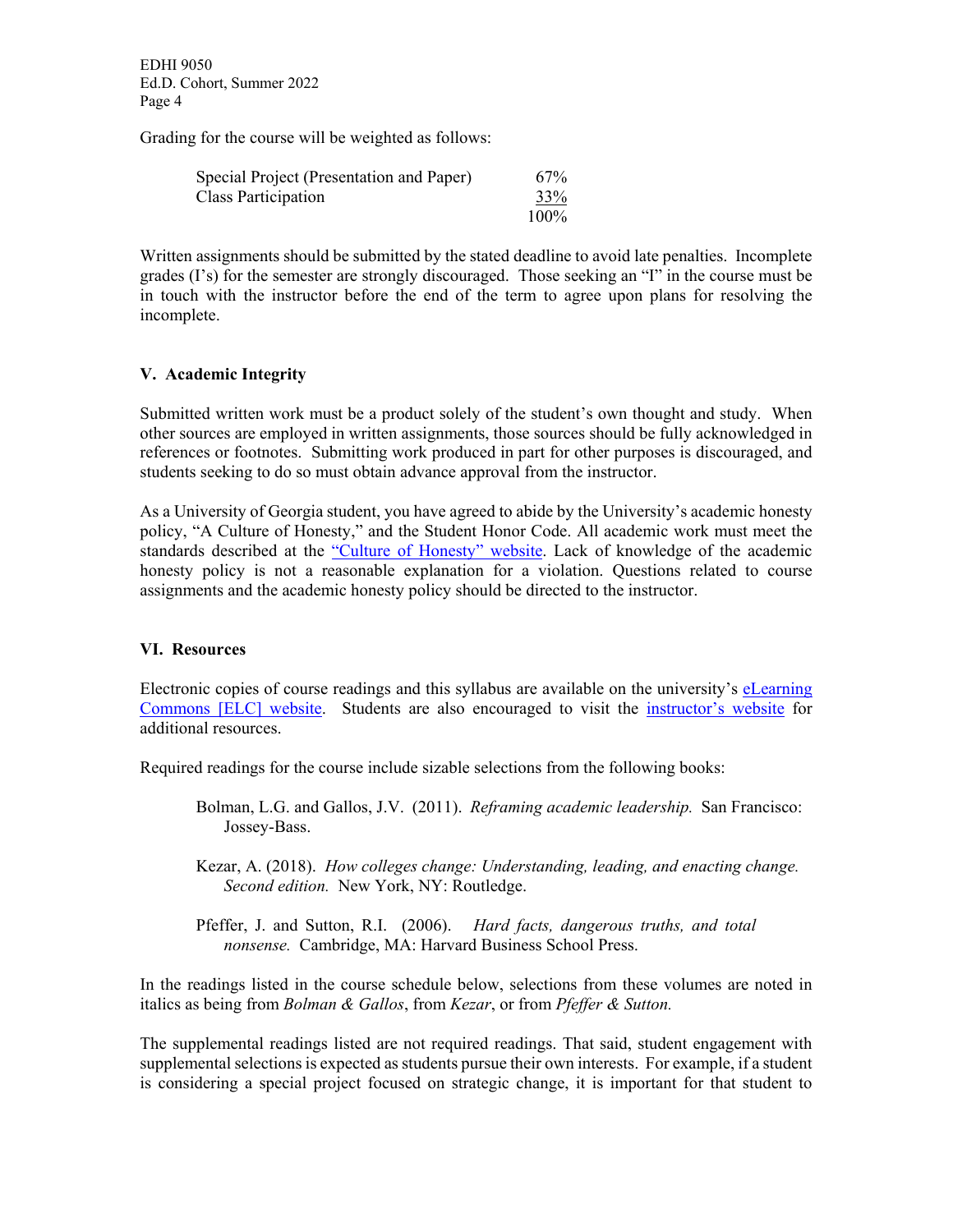Grading for the course will be weighted as follows:

| | |
|---|---|
| Special Project (Presentation and Paper) | 67% |
| Class Participation | 33% |
| | 100% |

Written assignments should be submitted by the stated deadline to avoid late penalties. Incomplete grades (I's) for the semester are strongly discouraged. Those seeking an "I" in the course must be in touch with the instructor before the end of the term to agree upon plans for resolving the incomplete.

## V. Academic Integrity

Submitted written work must be a product solely of the student's own thought and study. When other sources are employed in written assignments, those sources should be fully acknowledged in references or footnotes. Submitting work produced in part for other purposes is discouraged, and students seeking to do so must obtain advance approval from the instructor.

As a University of Georgia student, you have agreed to abide by the University's academic honesty policy, "A Culture of Honesty," and the Student Honor Code. All academic work must meet the standards described at the "Culture of Honesty" website. Lack of knowledge of the academic honesty policy is not a reasonable explanation for a violation. Questions related to course assignments and the academic honesty policy should be directed to the instructor.

## VI. Resources

Electronic copies of course readings and this syllabus are available on the university's eLearning Commons [ELC] website. Students are also encouraged to visit the instructor's website for additional resources.

Required readings for the course include sizable selections from the following books:

Bolman, L.G. and Gallos, J.V. (2011). *Reframing academic leadership.* San Francisco: Jossey-Bass.

Kezar, A. (2018). *How colleges change: Understanding, leading, and enacting change. Second edition.* New York, NY: Routledge.

Pfeffer, J. and Sutton, R.I. (2006). *Hard facts, dangerous truths, and total nonsense.* Cambridge, MA: Harvard Business School Press.

In the readings listed in the course schedule below, selections from these volumes are noted in italics as being from *Bolman & Gallos*, from *Kezar*, or from *Pfeffer & Sutton.*

The supplemental readings listed are not required readings. That said, student engagement with supplemental selections is expected as students pursue their own interests. For example, if a student is considering a special project focused on strategic change, it is important for that student to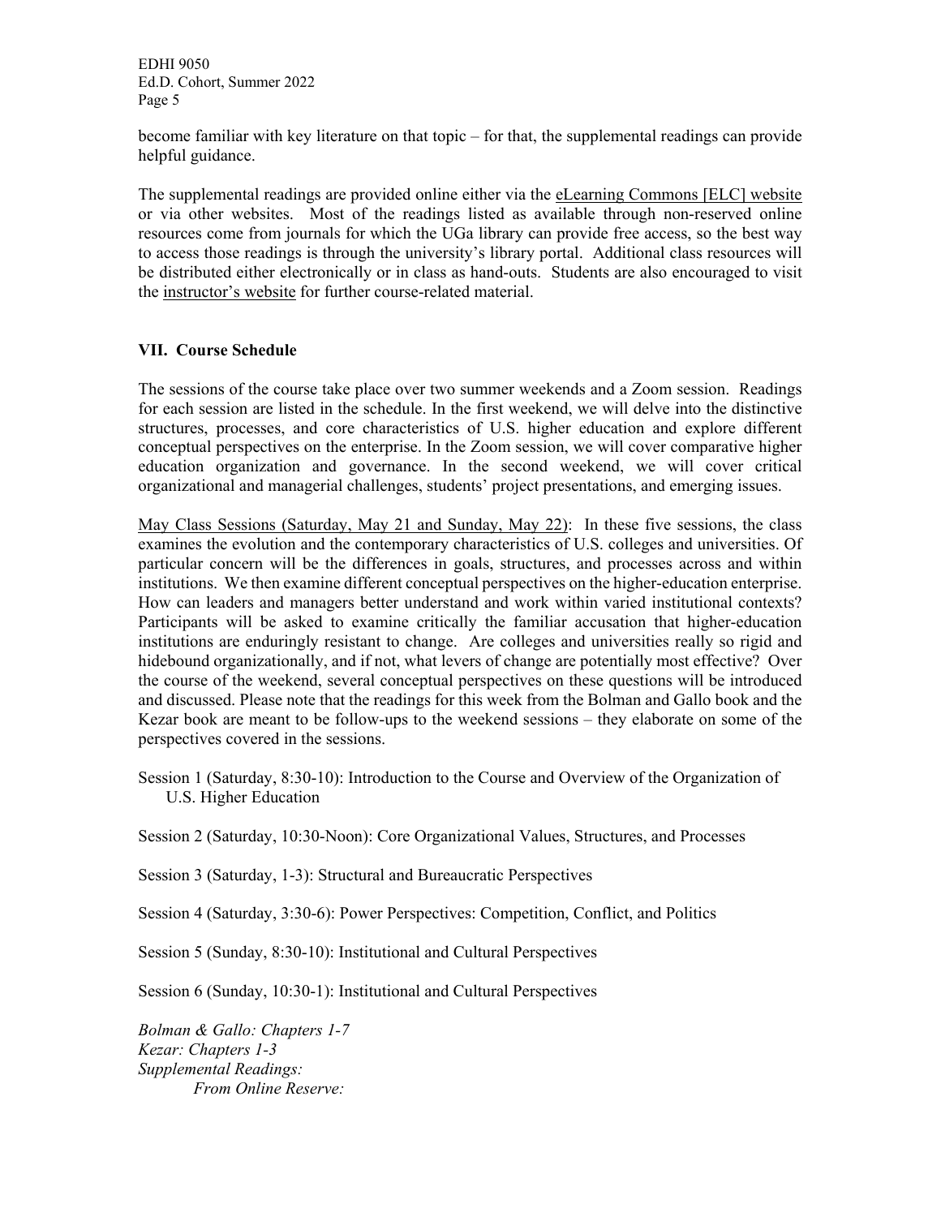become familiar with key literature on that topic – for that, the supplemental readings can provide helpful guidance.

The supplemental readings are provided online either via the eLearning Commons [ELC] website or via other websites. Most of the readings listed as available through non-reserved online resources come from journals for which the UGa library can provide free access, so the best way to access those readings is through the university's library portal. Additional class resources will be distributed either electronically or in class as hand-outs. Students are also encouraged to visit the instructor's website for further course-related material.

## VII. Course Schedule

The sessions of the course take place over two summer weekends and a Zoom session. Readings for each session are listed in the schedule. In the first weekend, we will delve into the distinctive structures, processes, and core characteristics of U.S. higher education and explore different conceptual perspectives on the enterprise. In the Zoom session, we will cover comparative higher education organization and governance. In the second weekend, we will cover critical organizational and managerial challenges, students' project presentations, and emerging issues.

May Class Sessions (Saturday, May 21 and Sunday, May 22): In these five sessions, the class examines the evolution and the contemporary characteristics of U.S. colleges and universities. Of particular concern will be the differences in goals, structures, and processes across and within institutions. We then examine different conceptual perspectives on the higher-education enterprise. How can leaders and managers better understand and work within varied institutional contexts? Participants will be asked to examine critically the familiar accusation that higher-education institutions are enduringly resistant to change. Are colleges and universities really so rigid and hidebound organizationally, and if not, what levers of change are potentially most effective? Over the course of the weekend, several conceptual perspectives on these questions will be introduced and discussed. Please note that the readings for this week from the Bolman and Gallo book and the Kezar book are meant to be follow-ups to the weekend sessions – they elaborate on some of the perspectives covered in the sessions.

Session 1 (Saturday, 8:30-10): Introduction to the Course and Overview of the Organization of U.S. Higher Education

Session 2 (Saturday, 10:30-Noon): Core Organizational Values, Structures, and Processes

Session 3 (Saturday, 1-3): Structural and Bureaucratic Perspectives

Session 4 (Saturday, 3:30-6): Power Perspectives: Competition, Conflict, and Politics

Session 5 (Sunday, 8:30-10): Institutional and Cultural Perspectives

Session 6 (Sunday, 10:30-1): Institutional and Cultural Perspectives

*Bolman & Gallo: Chapters 1-7*
*Kezar: Chapters 1-3*
*Supplemental Readings:*
*From Online Reserve:*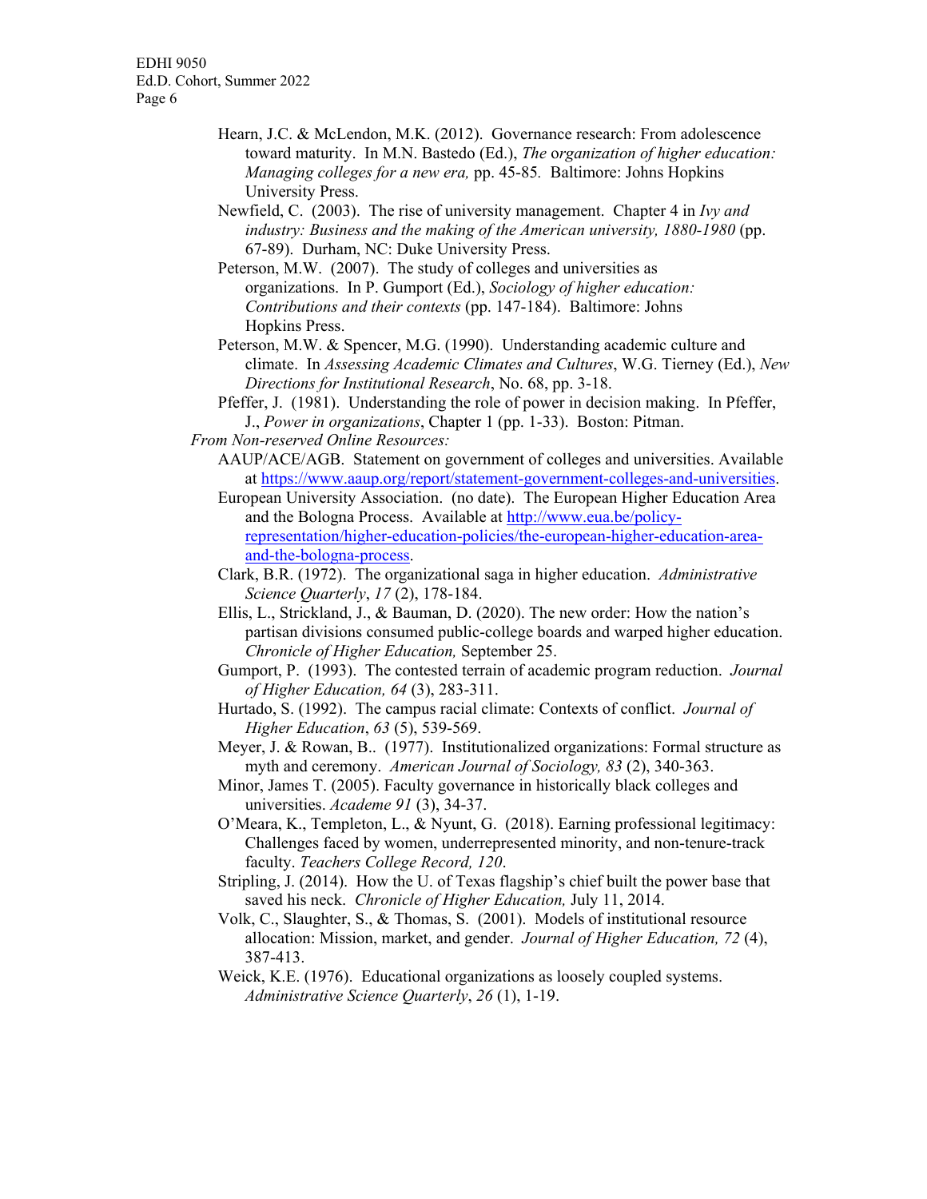Hearn, J.C. & McLendon, M.K. (2012). Governance research: From adolescence toward maturity. In M.N. Bastedo (Ed.), *The organization of higher education: Managing colleges for a new era,* pp. 45-85. Baltimore: Johns Hopkins University Press.

Newfield, C. (2003). The rise of university management. Chapter 4 in *Ivy and industry: Business and the making of the American university, 1880-1980* (pp. 67-89). Durham, NC: Duke University Press.

Peterson, M.W. (2007). The study of colleges and universities as organizations. In P. Gumport (Ed.), *Sociology of higher education: Contributions and their contexts* (pp. 147-184). Baltimore: Johns Hopkins Press.

Peterson, M.W. & Spencer, M.G. (1990). Understanding academic culture and climate. In *Assessing Academic Climates and Cultures*, W.G. Tierney (Ed.), *New Directions for Institutional Research*, No. 68, pp. 3-18.

Pfeffer, J. (1981). Understanding the role of power in decision making. In Pfeffer, J., *Power in organizations*, Chapter 1 (pp. 1-33). Boston: Pitman.

*From Non-reserved Online Resources:*

AAUP/ACE/AGB. Statement on government of colleges and universities. Available at https://www.aaup.org/report/statement-government-colleges-and-universities.

European University Association. (no date). The European Higher Education Area and the Bologna Process. Available at http://www.eua.be/policy-representation/higher-education-policies/the-european-higher-education-area-and-the-bologna-process.

Clark, B.R. (1972). The organizational saga in higher education. *Administrative Science Quarterly*, *17* (2), 178-184.

Ellis, L., Strickland, J., & Bauman, D. (2020). The new order: How the nation's partisan divisions consumed public-college boards and warped higher education. *Chronicle of Higher Education,* September 25.

Gumport, P. (1993). The contested terrain of academic program reduction. *Journal of Higher Education, 64* (3), 283-311.

Hurtado, S. (1992). The campus racial climate: Contexts of conflict. *Journal of Higher Education*, *63* (5), 539-569.

Meyer, J. & Rowan, B.. (1977). Institutionalized organizations: Formal structure as myth and ceremony. *American Journal of Sociology, 83* (2), 340-363.

Minor, James T. (2005). Faculty governance in historically black colleges and universities. *Academe 91* (3), 34-37.

O'Meara, K., Templeton, L., & Nyunt, G. (2018). Earning professional legitimacy: Challenges faced by women, underrepresented minority, and non-tenure-track faculty. *Teachers College Record, 120*.

Stripling, J. (2014). How the U. of Texas flagship's chief built the power base that saved his neck. *Chronicle of Higher Education,* July 11, 2014.

Volk, C., Slaughter, S., & Thomas, S. (2001). Models of institutional resource allocation: Mission, market, and gender. *Journal of Higher Education, 72* (4), 387-413.

Weick, K.E. (1976). Educational organizations as loosely coupled systems. *Administrative Science Quarterly*, *26* (1), 1-19.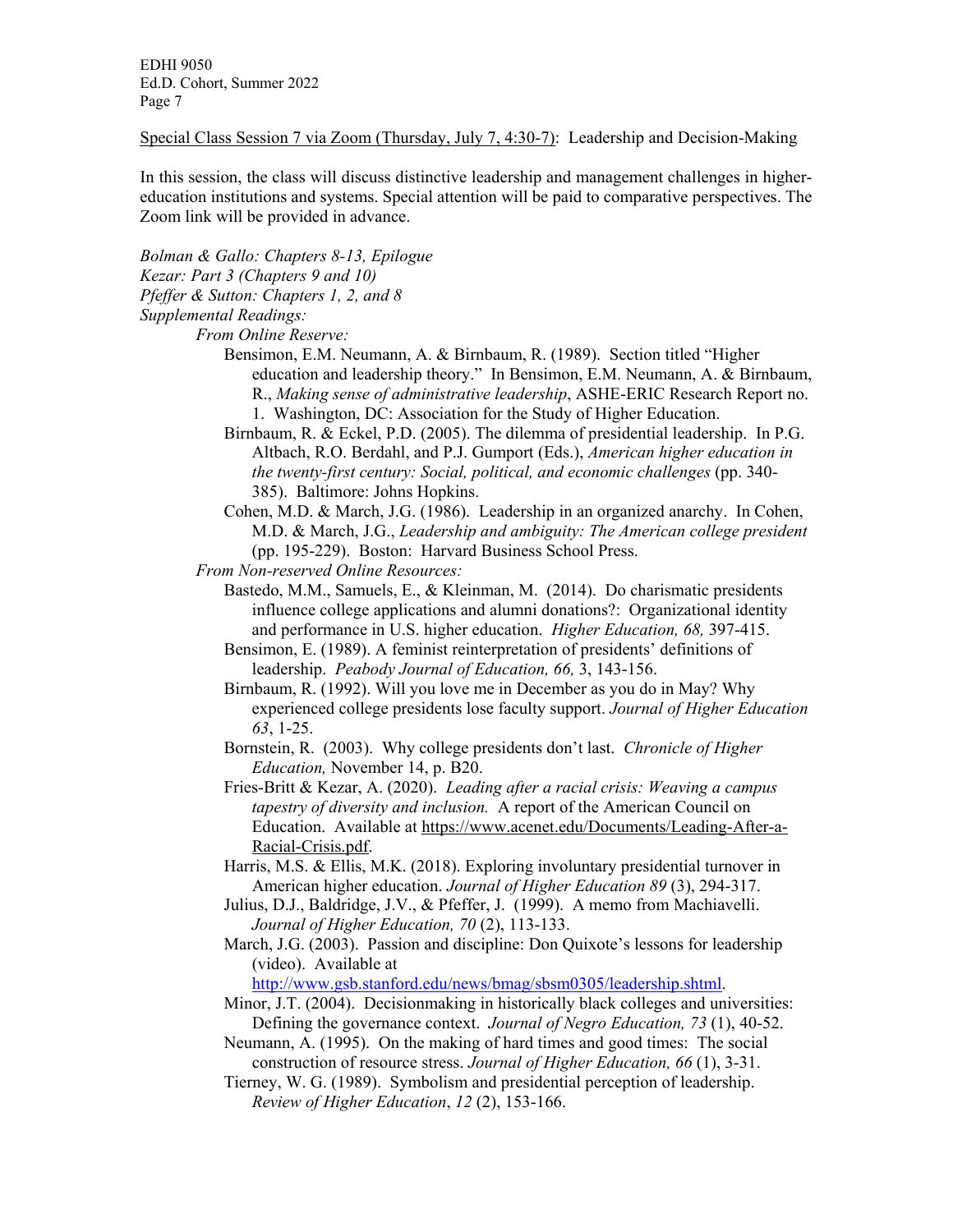Special Class Session 7 via Zoom (Thursday, July 7, 4:30-7): Leadership and Decision-Making

In this session, the class will discuss distinctive leadership and management challenges in higher-education institutions and systems. Special attention will be paid to comparative perspectives. The Zoom link will be provided in advance.

*Bolman & Gallo: Chapters 8-13, Epilogue*
*Kezar: Part 3 (Chapters 9 and 10)*
*Pfeffer & Sutton: Chapters 1, 2, and 8*
*Supplemental Readings:*

*From Online Reserve:*

- Bensimon, E.M. Neumann, A. & Birnbaum, R. (1989). Section titled "Higher education and leadership theory." In Bensimon, E.M. Neumann, A. & Birnbaum, R., *Making sense of administrative leadership*, ASHE-ERIC Research Report no. 1. Washington, DC: Association for the Study of Higher Education.
- Birnbaum, R. & Eckel, P.D. (2005). The dilemma of presidential leadership. In P.G. Altbach, R.O. Berdahl, and P.J. Gumport (Eds.), *American higher education in the twenty-first century: Social, political, and economic challenges* (pp. 340-385). Baltimore: Johns Hopkins.
- Cohen, M.D. & March, J.G. (1986). Leadership in an organized anarchy. In Cohen, M.D. & March, J.G., *Leadership and ambiguity: The American college president* (pp. 195-229). Boston: Harvard Business School Press.

*From Non-reserved Online Resources:*

- Bastedo, M.M., Samuels, E., & Kleinman, M. (2014). Do charismatic presidents influence college applications and alumni donations?: Organizational identity and performance in U.S. higher education. *Higher Education, 68,* 397-415.
- Bensimon, E. (1989). A feminist reinterpretation of presidents' definitions of leadership. *Peabody Journal of Education, 66,* 3, 143-156.
- Birnbaum, R. (1992). Will you love me in December as you do in May? Why experienced college presidents lose faculty support. *Journal of Higher Education 63*, 1-25.
- Bornstein, R. (2003). Why college presidents don't last. *Chronicle of Higher Education,* November 14, p. B20.
- Fries-Britt & Kezar, A. (2020). *Leading after a racial crisis: Weaving a campus tapestry of diversity and inclusion.* A report of the American Council on Education. Available at https://www.acenet.edu/Documents/Leading-After-a-Racial-Crisis.pdf.
- Harris, M.S. & Ellis, M.K. (2018). Exploring involuntary presidential turnover in American higher education. *Journal of Higher Education 89* (3), 294-317.
- Julius, D.J., Baldridge, J.V., & Pfeffer, J. (1999). A memo from Machiavelli. *Journal of Higher Education, 70* (2), 113-133.
- March, J.G. (2003). Passion and discipline: Don Quixote's lessons for leadership (video). Available at http://www.gsb.stanford.edu/news/bmag/sbsm0305/leadership.shtml.
- Minor, J.T. (2004). Decisionmaking in historically black colleges and universities: Defining the governance context. *Journal of Negro Education, 73* (1), 40-52.
- Neumann, A. (1995). On the making of hard times and good times: The social construction of resource stress. *Journal of Higher Education, 66* (1), 3-31.
- Tierney, W. G. (1989). Symbolism and presidential perception of leadership. *Review of Higher Education*, *12* (2), 153-166.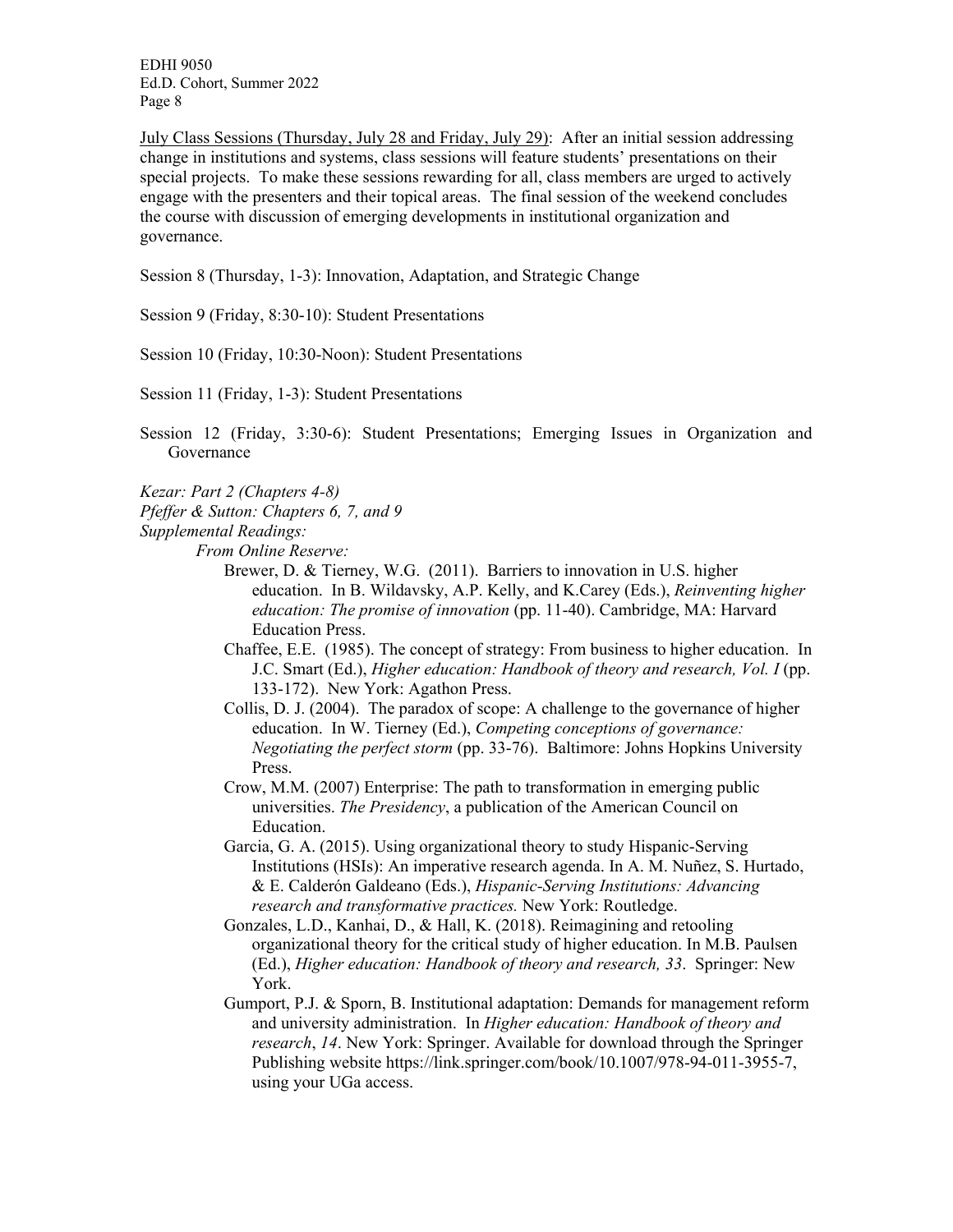<u>July Class Sessions (Thursday, July 28 and Friday, July 29)</u>: After an initial session addressing change in institutions and systems, class sessions will feature students' presentations on their special projects. To make these sessions rewarding for all, class members are urged to actively engage with the presenters and their topical areas. The final session of the weekend concludes the course with discussion of emerging developments in institutional organization and governance.

Session 8 (Thursday, 1-3): Innovation, Adaptation, and Strategic Change

Session 9 (Friday, 8:30-10): Student Presentations

Session 10 (Friday, 10:30-Noon): Student Presentations

Session 11 (Friday, 1-3): Student Presentations

Session 12 (Friday, 3:30-6): Student Presentations; Emerging Issues in Organization and Governance

*Kezar: Part 2 (Chapters 4-8)*
*Pfeffer & Sutton: Chapters 6, 7, and 9*
*Supplemental Readings:*

*From Online Reserve:*

- Brewer, D. & Tierney, W.G. (2011). Barriers to innovation in U.S. higher education. In B. Wildavsky, A.P. Kelly, and K.Carey (Eds.), *Reinventing higher education: The promise of innovation* (pp. 11-40). Cambridge, MA: Harvard Education Press.
- Chaffee, E.E. (1985). The concept of strategy: From business to higher education. In J.C. Smart (Ed.), *Higher education: Handbook of theory and research, Vol. I* (pp. 133-172). New York: Agathon Press.
- Collis, D. J. (2004). The paradox of scope: A challenge to the governance of higher education. In W. Tierney (Ed.), *Competing conceptions of governance: Negotiating the perfect storm* (pp. 33-76). Baltimore: Johns Hopkins University Press.
- Crow, M.M. (2007) Enterprise: The path to transformation in emerging public universities. *The Presidency*, a publication of the American Council on Education.
- Garcia, G. A. (2015). Using organizational theory to study Hispanic-Serving Institutions (HSIs): An imperative research agenda. In A. M. Nuñez, S. Hurtado, & E. Calderón Galdeano (Eds.), *Hispanic-Serving Institutions: Advancing research and transformative practices.* New York: Routledge.
- Gonzales, L.D., Kanhai, D., & Hall, K. (2018). Reimagining and retooling organizational theory for the critical study of higher education. In M.B. Paulsen (Ed.), *Higher education: Handbook of theory and research, 33*. Springer: New York.
- Gumport, P.J. & Sporn, B. Institutional adaptation: Demands for management reform and university administration. In *Higher education: Handbook of theory and research*, *14*. New York: Springer. Available for download through the Springer Publishing website https://link.springer.com/book/10.1007/978-94-011-3955-7, using your UGa access.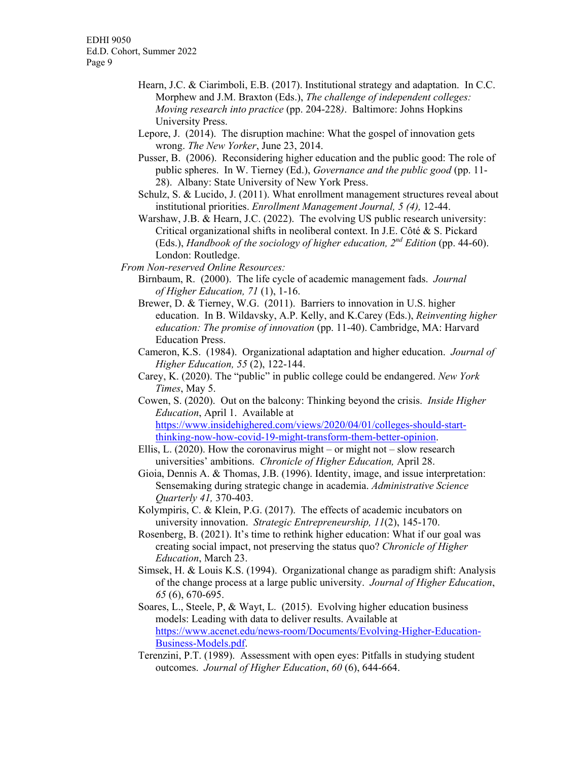Hearn, J.C. & Ciarimboli, E.B. (2017). Institutional strategy and adaptation. In C.C. Morphew and J.M. Braxton (Eds.), *The challenge of independent colleges: Moving research into practice* (pp. 204-228). Baltimore: Johns Hopkins University Press.

Lepore, J. (2014). The disruption machine: What the gospel of innovation gets wrong. *The New Yorker*, June 23, 2014.

Pusser, B. (2006). Reconsidering higher education and the public good: The role of public spheres. In W. Tierney (Ed.), *Governance and the public good* (pp. 11-28). Albany: State University of New York Press.

Schulz, S. & Lucido, J. (2011). What enrollment management structures reveal about institutional priorities. *Enrollment Management Journal, 5 (4),* 12-44.

Warshaw, J.B. & Hearn, J.C. (2022). The evolving US public research university: Critical organizational shifts in neoliberal context. In J.E. Côté & S. Pickard (Eds.), *Handbook of the sociology of higher education, 2nd Edition* (pp. 44-60). London: Routledge.

*From Non-reserved Online Resources:*

Birnbaum, R. (2000). The life cycle of academic management fads. *Journal of Higher Education, 71* (1), 1-16.

Brewer, D. & Tierney, W.G. (2011). Barriers to innovation in U.S. higher education. In B. Wildavsky, A.P. Kelly, and K.Carey (Eds.), *Reinventing higher education: The promise of innovation* (pp. 11-40). Cambridge, MA: Harvard Education Press.

Cameron, K.S. (1984). Organizational adaptation and higher education. *Journal of Higher Education, 55* (2), 122-144.

Carey, K. (2020). The "public" in public college could be endangered. *New York Times*, May 5.

Cowen, S. (2020). Out on the balcony: Thinking beyond the crisis. *Inside Higher Education*, April 1. Available at https://www.insidehighered.com/views/2020/04/01/colleges-should-start-thinking-now-how-covid-19-might-transform-them-better-opinion.

Ellis, L. (2020). How the coronavirus might – or might not – slow research universities' ambitions. *Chronicle of Higher Education,* April 28.

Gioia, Dennis A. & Thomas, J.B. (1996). Identity, image, and issue interpretation: Sensemaking during strategic change in academia. *Administrative Science Quarterly 41,* 370-403.

Kolympiris, C. & Klein, P.G. (2017). The effects of academic incubators on university innovation. *Strategic Entrepreneurship, 11*(2), 145-170.

Rosenberg, B. (2021). It's time to rethink higher education: What if our goal was creating social impact, not preserving the status quo? *Chronicle of Higher Education*, March 23.

Simsek, H. & Louis K.S. (1994). Organizational change as paradigm shift: Analysis of the change process at a large public university. *Journal of Higher Education*, *65* (6), 670-695.

Soares, L., Steele, P, & Wayt, L. (2015). Evolving higher education business models: Leading with data to deliver results. Available at https://www.acenet.edu/news-room/Documents/Evolving-Higher-Education-Business-Models.pdf.

Terenzini, P.T. (1989). Assessment with open eyes: Pitfalls in studying student outcomes. *Journal of Higher Education*, *60* (6), 644-664.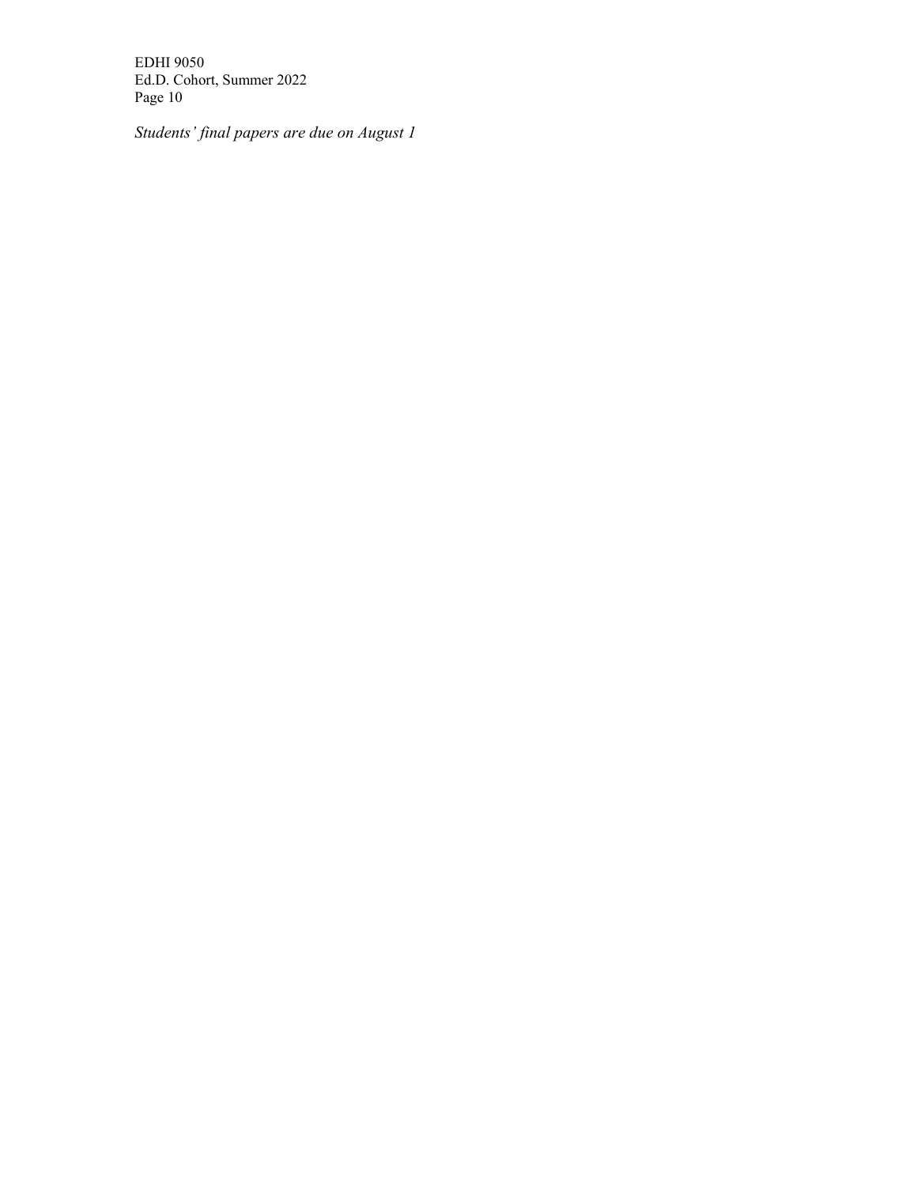*Students' final papers are due on August 1*